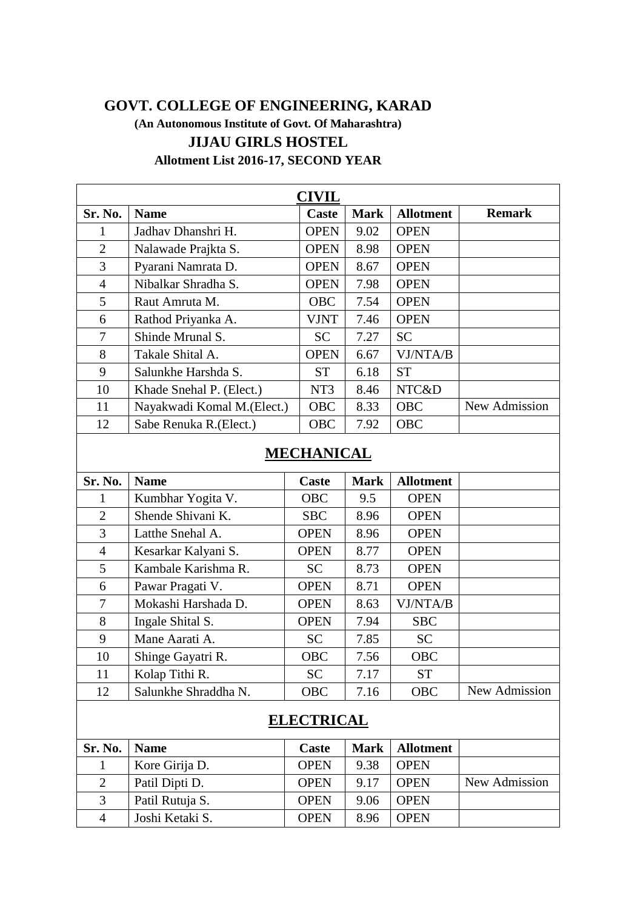# GOVT. COLLEGE OF ENGINEERING, KARAD

**(An Autonomous Institute of Govt. Of Maharashtra)**

## JIJAU GIRLS HOSTEL

**Allotment List 2016-17, SECOND YEAR**

### CIVIL

| Sr. No. | Name | Caste | Mark | Allotment | Remark |
|---|---|---|---|---|---|
| 1 | Jadhav Dhanshri H. | OPEN | 9.02 | OPEN | |
| 2 | Nalawade Prajkta S. | OPEN | 8.98 | OPEN | |
| 3 | Pyarani Namrata D. | OPEN | 8.67 | OPEN | |
| 4 | Nibalkar Shradha S. | OPEN | 7.98 | OPEN | |
| 5 | Raut Amruta M. | OBC | 7.54 | OPEN | |
| 6 | Rathod Priyanka A. | VJNT | 7.46 | OPEN | |
| 7 | Shinde Mrunal S. | SC | 7.27 | SC | |
| 8 | Takale Shital A. | OPEN | 6.67 | VJ/NTA/B | |
| 9 | Salunkhe Harshda S. | ST | 6.18 | ST | |
| 10 | Khade Snehal P. (Elect.) | NT3 | 8.46 | NTC&D | |
| 11 | Nayakwadi Komal M.(Elect.) | OBC | 8.33 | OBC | New Admission |
| 12 | Sabe Renuka R.(Elect.) | OBC | 7.92 | OBC | |

### MECHANICAL

| Sr. No. | Name | Caste | Mark | Allotment | |
|---|---|---|---|---|---|
| 1 | Kumbhar Yogita V. | OBC | 9.5 | OPEN | |
| 2 | Shende Shivani K. | SBC | 8.96 | OPEN | |
| 3 | Latthe Snehal A. | OPEN | 8.96 | OPEN | |
| 4 | Kesarkar Kalyani S. | OPEN | 8.77 | OPEN | |
| 5 | Kambale Karishma R. | SC | 8.73 | OPEN | |
| 6 | Pawar Pragati V. | OPEN | 8.71 | OPEN | |
| 7 | Mokashi Harshada D. | OPEN | 8.63 | VJ/NTA/B | |
| 8 | Ingale Shital S. | OPEN | 7.94 | SBC | |
| 9 | Mane Aarati A. | SC | 7.85 | SC | |
| 10 | Shinge Gayatri R. | OBC | 7.56 | OBC | |
| 11 | Kolap Tithi R. | SC | 7.17 | ST | |
| 12 | Salunkhe Shraddha N. | OBC | 7.16 | OBC | New Admission |

### ELECTRICAL

| Sr. No. | Name | Caste | Mark | Allotment | |
|---|---|---|---|---|---|
| 1 | Kore Girija D. | OPEN | 9.38 | OPEN | |
| 2 | Patil Dipti D. | OPEN | 9.17 | OPEN | New Admission |
| 3 | Patil Rutuja S. | OPEN | 9.06 | OPEN | |
| 4 | Joshi Ketaki S. | OPEN | 8.96 | OPEN | |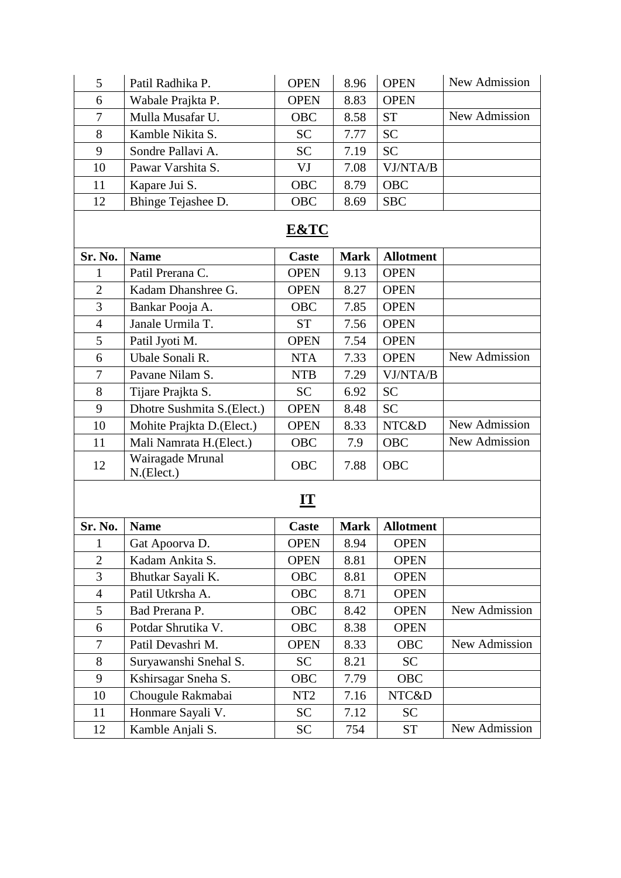| 5 | Patil Radhika P. | OPEN | 8.96 | OPEN | New Admission |
|---|---|---|---|---|---|
| 6 | Wabale Prajkta P. | OPEN | 8.83 | OPEN | |
| 7 | Mulla Musafar U. | OBC | 8.58 | ST | New Admission |
| 8 | Kamble Nikita S. | SC | 7.77 | SC | |
| 9 | Sondre Pallavi A. | SC | 7.19 | SC | |
| 10 | Pawar Varshita S. | VJ | 7.08 | VJ/NTA/B | |
| 11 | Kapare Jui S. | OBC | 8.79 | OBC | |
| 12 | Bhinge Tejashee D. | OBC | 8.69 | SBC | |

## E&TC

| Sr. No. | Name | Caste | Mark | Allotment | |
|---|---|---|---|---|---|
| 1 | Patil Prerana C. | OPEN | 9.13 | OPEN | |
| 2 | Kadam Dhanshree G. | OPEN | 8.27 | OPEN | |
| 3 | Bankar Pooja A. | OBC | 7.85 | OPEN | |
| 4 | Janale Urmila T. | ST | 7.56 | OPEN | |
| 5 | Patil Jyoti M. | OPEN | 7.54 | OPEN | |
| 6 | Ubale Sonali R. | NTA | 7.33 | OPEN | New Admission |
| 7 | Pavane Nilam S. | NTB | 7.29 | VJ/NTA/B | |
| 8 | Tijare Prajkta S. | SC | 6.92 | SC | |
| 9 | Dhotre Sushmita S.(Elect.) | OPEN | 8.48 | SC | |
| 10 | Mohite Prajkta D.(Elect.) | OPEN | 8.33 | NTC&D | New Admission |
| 11 | Mali Namrata H.(Elect.) | OBC | 7.9 | OBC | New Admission |
| 12 | Wairagade Mrunal N.(Elect.) | OBC | 7.88 | OBC | |

## IT

| Sr. No. | Name | Caste | Mark | Allotment | |
|---|---|---|---|---|---|
| 1 | Gat Apoorva D. | OPEN | 8.94 | OPEN | |
| 2 | Kadam Ankita S. | OPEN | 8.81 | OPEN | |
| 3 | Bhutkar Sayali K. | OBC | 8.81 | OPEN | |
| 4 | Patil Utkrsha A. | OBC | 8.71 | OPEN | |
| 5 | Bad Prerana P. | OBC | 8.42 | OPEN | New Admission |
| 6 | Potdar Shrutika V. | OBC | 8.38 | OPEN | |
| 7 | Patil Devashri M. | OPEN | 8.33 | OBC | New Admission |
| 8 | Suryawanshi Snehal S. | SC | 8.21 | SC | |
| 9 | Kshirsagar Sneha S. | OBC | 7.79 | OBC | |
| 10 | Chougule Rakmabai | NT2 | 7.16 | NTC&D | |
| 11 | Honmare Sayali V. | SC | 7.12 | SC | |
| 12 | Kamble Anjali S. | SC | 754 | ST | New Admission |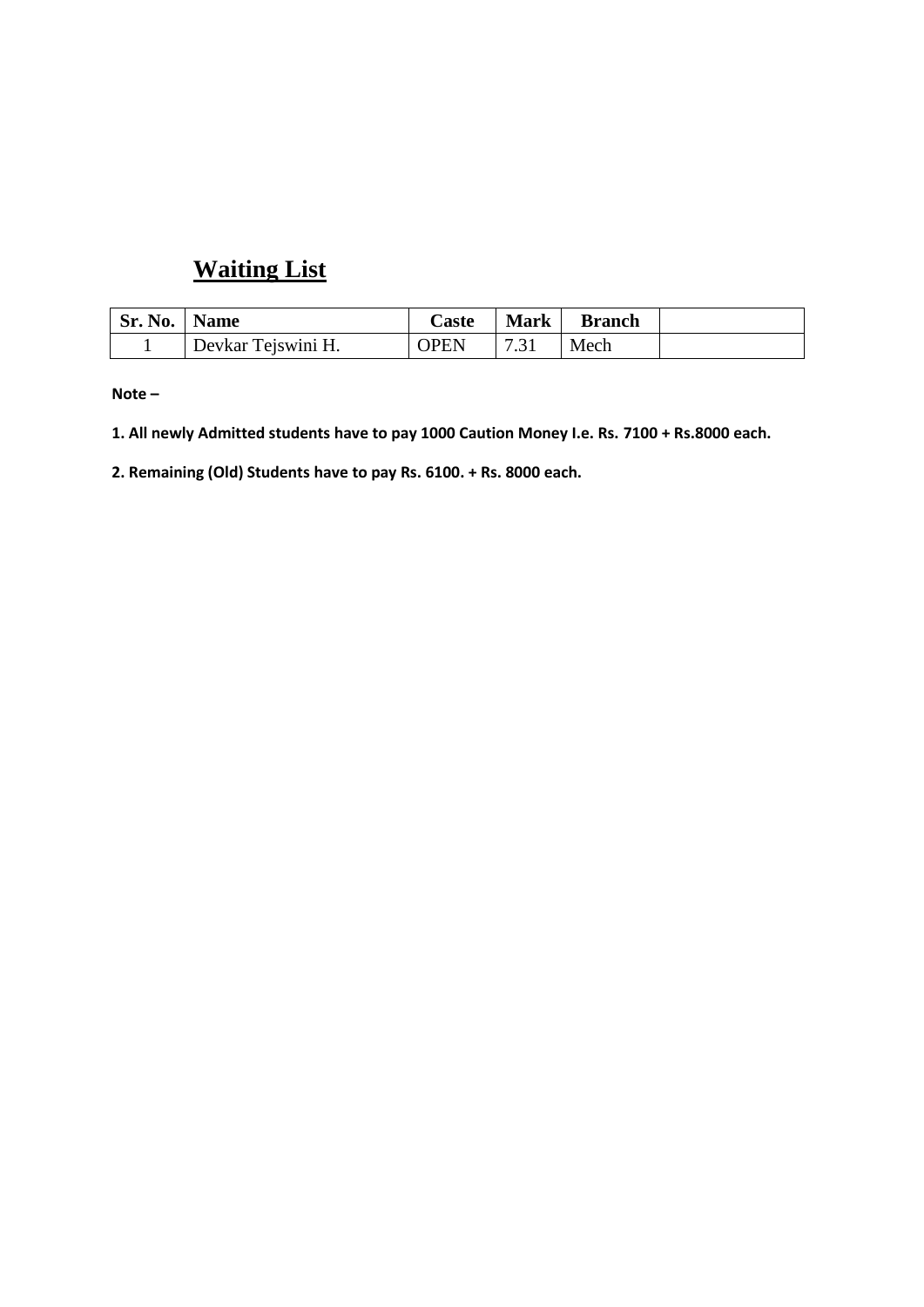# Waiting List

| Sr. No. | Name | Caste | Mark | Branch | |
|---|---|---|---|---|---|
| 1 | Devkar Tejswini H. | OPEN | 7.31 | Mech | |

**Note –**

**1. All newly Admitted students have to pay 1000 Caution Money I.e. Rs. 7100 + Rs.8000 each.**

**2. Remaining (Old) Students have to pay Rs. 6100. + Rs. 8000 each.**